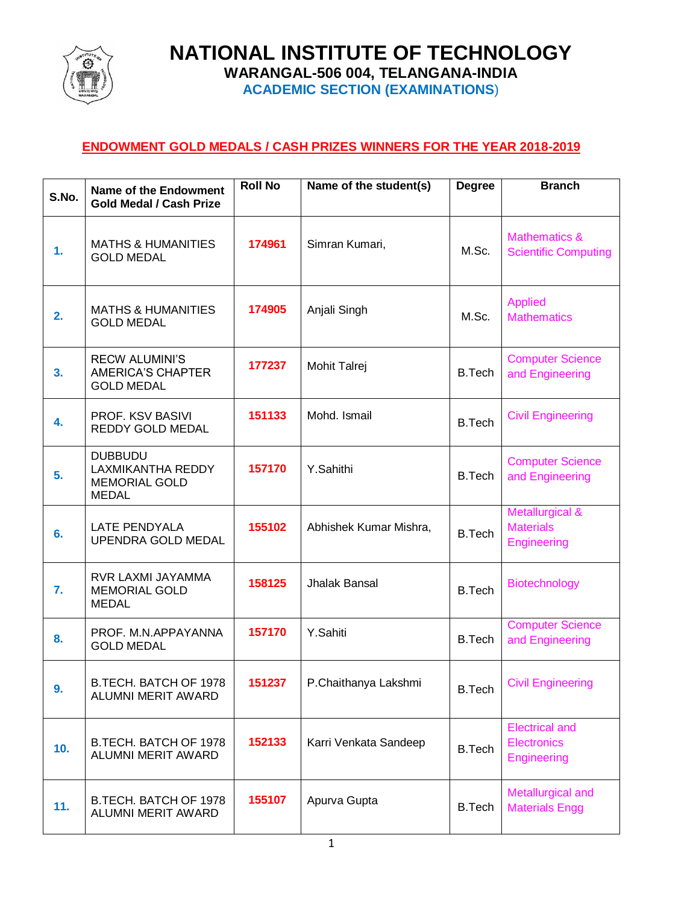# NATIONAL INSTITUTE OF TECHNOLOGY

### WARANGAL-506 004, TELANGANA-INDIA

### ACADEMIC SECTION (EXAMINATIONS)

## ENDOWMENT GOLD MEDALS / CASH PRIZES WINNERS FOR THE YEAR 2018-2019

| S.No. | Name of the Endowment Gold Medal / Cash Prize | Roll No | Name of the student(s) | Degree | Branch |
|---|---|---|---|---|---|
| 1. | MATHS & HUMANITIES GOLD MEDAL | 174961 | Simran Kumari, | M.Sc. | Mathematics & Scientific Computing |
| 2. | MATHS & HUMANITIES GOLD MEDAL | 174905 | Anjali Singh | M.Sc. | Applied Mathematics |
| 3. | RECW ALUMINI'S AMERICA'S CHAPTER GOLD MEDAL | 177237 | Mohit Talrej | B.Tech | Computer Science and Engineering |
| 4. | PROF. KSV BASIVI REDDY GOLD MEDAL | 151133 | Mohd. Ismail | B.Tech | Civil Engineering |
| 5. | DUBBUDU LAXMIKANTHA REDDY MEMORIAL GOLD MEDAL | 157170 | Y.Sahithi | B.Tech | Computer Science and Engineering |
| 6. | LATE PENDYALA UPENDRA GOLD MEDAL | 155102 | Abhishek Kumar Mishra, | B.Tech | Metallurgical & Materials Engineering |
| 7. | RVR LAXMI JAYAMMA MEMORIAL GOLD MEDAL | 158125 | Jhalak Bansal | B.Tech | Biotechnology |
| 8. | PROF. M.N.APPAYANNA GOLD MEDAL | 157170 | Y.Sahiti | B.Tech | Computer Science and Engineering |
| 9. | B.TECH. BATCH OF 1978 ALUMNI MERIT AWARD | 151237 | P.Chaithanya Lakshmi | B.Tech | Civil Engineering |
| 10. | B.TECH. BATCH OF 1978 ALUMNI MERIT AWARD | 152133 | Karri Venkata Sandeep | B.Tech | Electrical and Electronics Engineering |
| 11. | B.TECH. BATCH OF 1978 ALUMNI MERIT AWARD | 155107 | Apurva Gupta | B.Tech | Metallurgical and Materials Engg |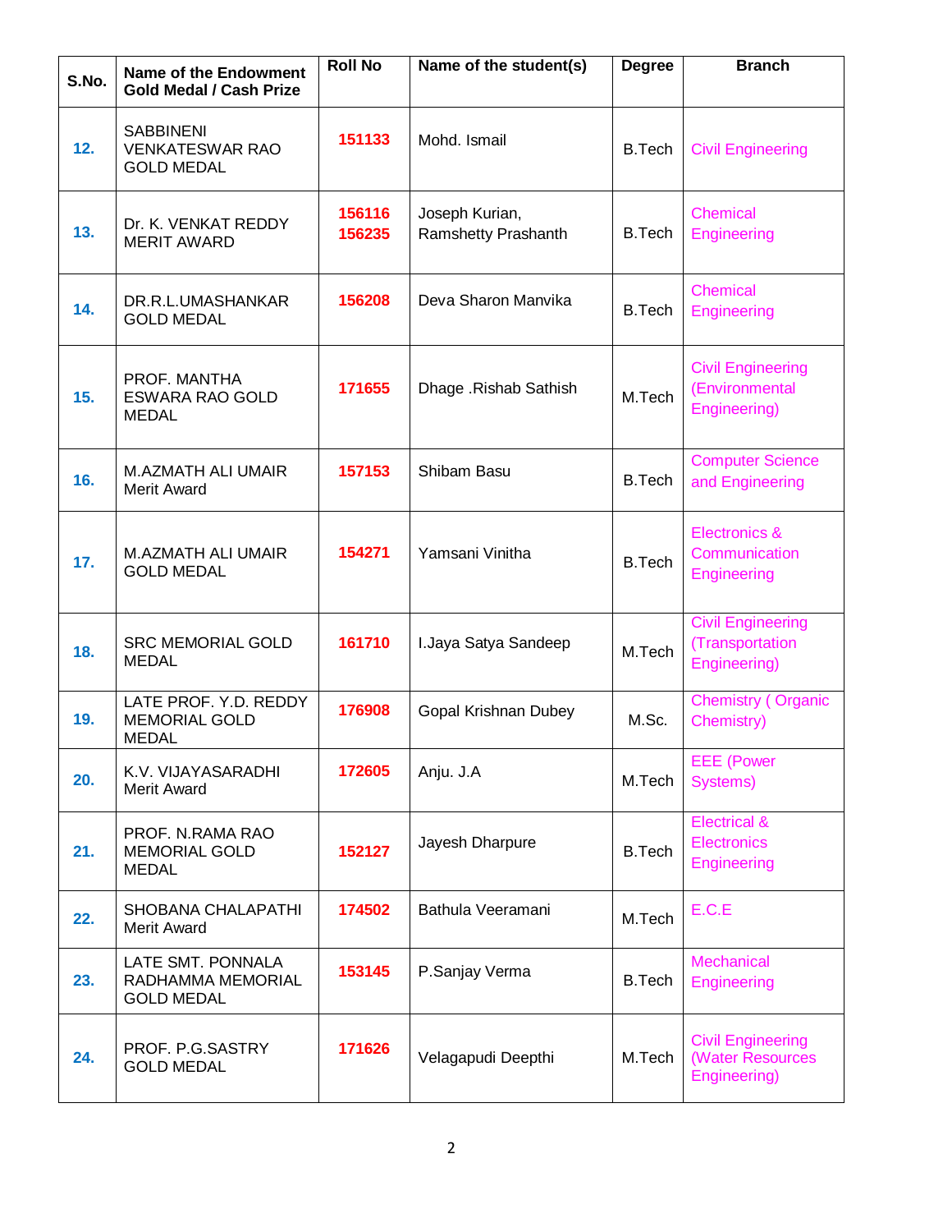| S.No. | Name of the Endowment Gold Medal / Cash Prize | Roll No | Name of the student(s) | Degree | Branch |
|---|---|---|---|---|---|
| 12. | SABBINENI VENKATESWAR RAO GOLD MEDAL | 151133 | Mohd. Ismail | B.Tech | Civil Engineering |
| 13. | Dr. K. VENKAT REDDY MERIT AWARD | 156116<br>156235 | Joseph Kurian,<br>Ramshetty Prashanth | B.Tech | Chemical Engineering |
| 14. | DR.R.L.UMASHANKAR GOLD MEDAL | 156208 | Deva Sharon Manvika | B.Tech | Chemical Engineering |
| 15. | PROF. MANTHA ESWARA RAO GOLD MEDAL | 171655 | Dhage .Rishab Sathish | M.Tech | Civil Engineering (Environmental Engineering) |
| 16. | M.AZMATH ALI UMAIR Merit Award | 157153 | Shibam Basu | B.Tech | Computer Science and Engineering |
| 17. | M.AZMATH ALI UMAIR GOLD MEDAL | 154271 | Yamsani Vinitha | B.Tech | Electronics & Communication Engineering |
| 18. | SRC MEMORIAL GOLD MEDAL | 161710 | I.Jaya Satya Sandeep | M.Tech | Civil Engineering (Transportation Engineering) |
| 19. | LATE PROF. Y.D. REDDY MEMORIAL GOLD MEDAL | 176908 | Gopal Krishnan Dubey | M.Sc. | Chemistry ( Organic Chemistry) |
| 20. | K.V. VIJAYASARADHI Merit Award | 172605 | Anju. J.A | M.Tech | EEE (Power Systems) |
| 21. | PROF. N.RAMA RAO MEMORIAL GOLD MEDAL | 152127 | Jayesh Dharpure | B.Tech | Electrical & Electronics Engineering |
| 22. | SHOBANA CHALAPATHI Merit Award | 174502 | Bathula Veeramani | M.Tech | E.C.E |
| 23. | LATE SMT. PONNALA RADHAMMA MEMORIAL GOLD MEDAL | 153145 | P.Sanjay Verma | B.Tech | Mechanical Engineering |
| 24. | PROF. P.G.SASTRY GOLD MEDAL | 171626 | Velagapudi Deepthi | M.Tech | Civil Engineering (Water Resources Engineering) |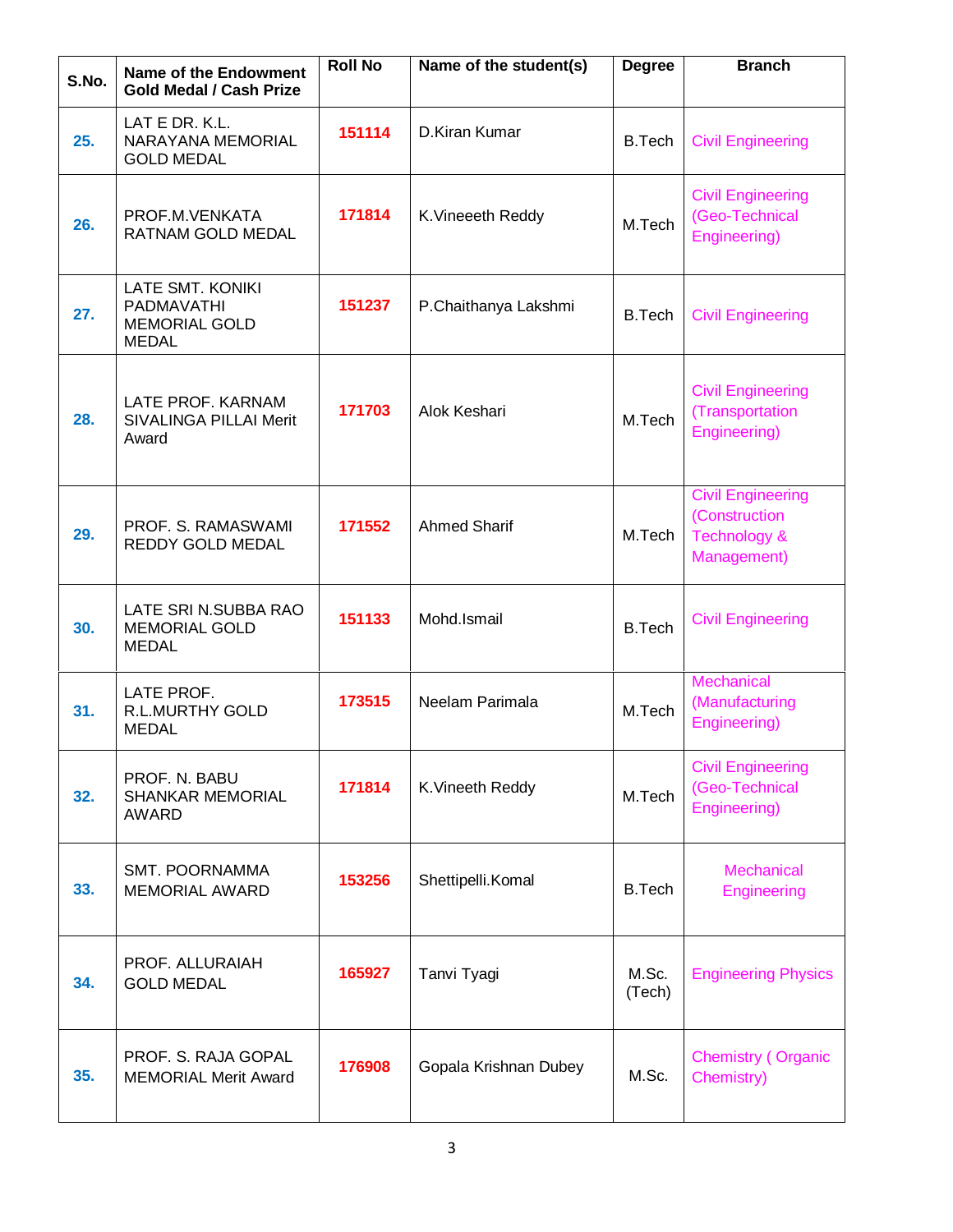| S.No. | Name of the Endowment Gold Medal / Cash Prize | Roll No | Name of the student(s) | Degree | Branch |
| --- | --- | --- | --- | --- | --- |
| 25. | LAT E DR. K.L. NARAYANA MEMORIAL GOLD MEDAL | 151114 | D.Kiran Kumar | B.Tech | Civil Engineering |
| 26. | PROF.M.VENKATA RATNAM GOLD MEDAL | 171814 | K.Vineeth Reddy | M.Tech | Civil Engineering (Geo-Technical Engineering) |
| 27. | LATE SMT. KONIKI PADMAVATHI MEMORIAL GOLD MEDAL | 151237 | P.Chaithanya Lakshmi | B.Tech | Civil Engineering |
| 28. | LATE PROF. KARNAM SIVALINGA PILLAI Merit Award | 171703 | Alok Keshari | M.Tech | Civil Engineering (Transportation Engineering) |
| 29. | PROF. S. RAMASWAMI REDDY GOLD MEDAL | 171552 | Ahmed Sharif | M.Tech | Civil Engineering (Construction Technology & Management) |
| 30. | LATE SRI N.SUBBA RAO MEMORIAL GOLD MEDAL | 151133 | Mohd.Ismail | B.Tech | Civil Engineering |
| 31. | LATE PROF. R.L.MURTHY GOLD MEDAL | 173515 | Neelam Parimala | M.Tech | Mechanical (Manufacturing Engineering) |
| 32. | PROF. N. BABU SHANKAR MEMORIAL AWARD | 171814 | K.Vineeth Reddy | M.Tech | Civil Engineering (Geo-Technical Engineering) |
| 33. | SMT. POORNAMMA MEMORIAL AWARD | 153256 | Shettipelli.Komal | B.Tech | Mechanical Engineering |
| 34. | PROF. ALLURAIAH GOLD MEDAL | 165927 | Tanvi Tyagi | M.Sc. (Tech) | Engineering Physics |
| 35. | PROF. S. RAJA GOPAL MEMORIAL Merit Award | 176908 | Gopala Krishnan Dubey | M.Sc. | Chemistry ( Organic Chemistry) |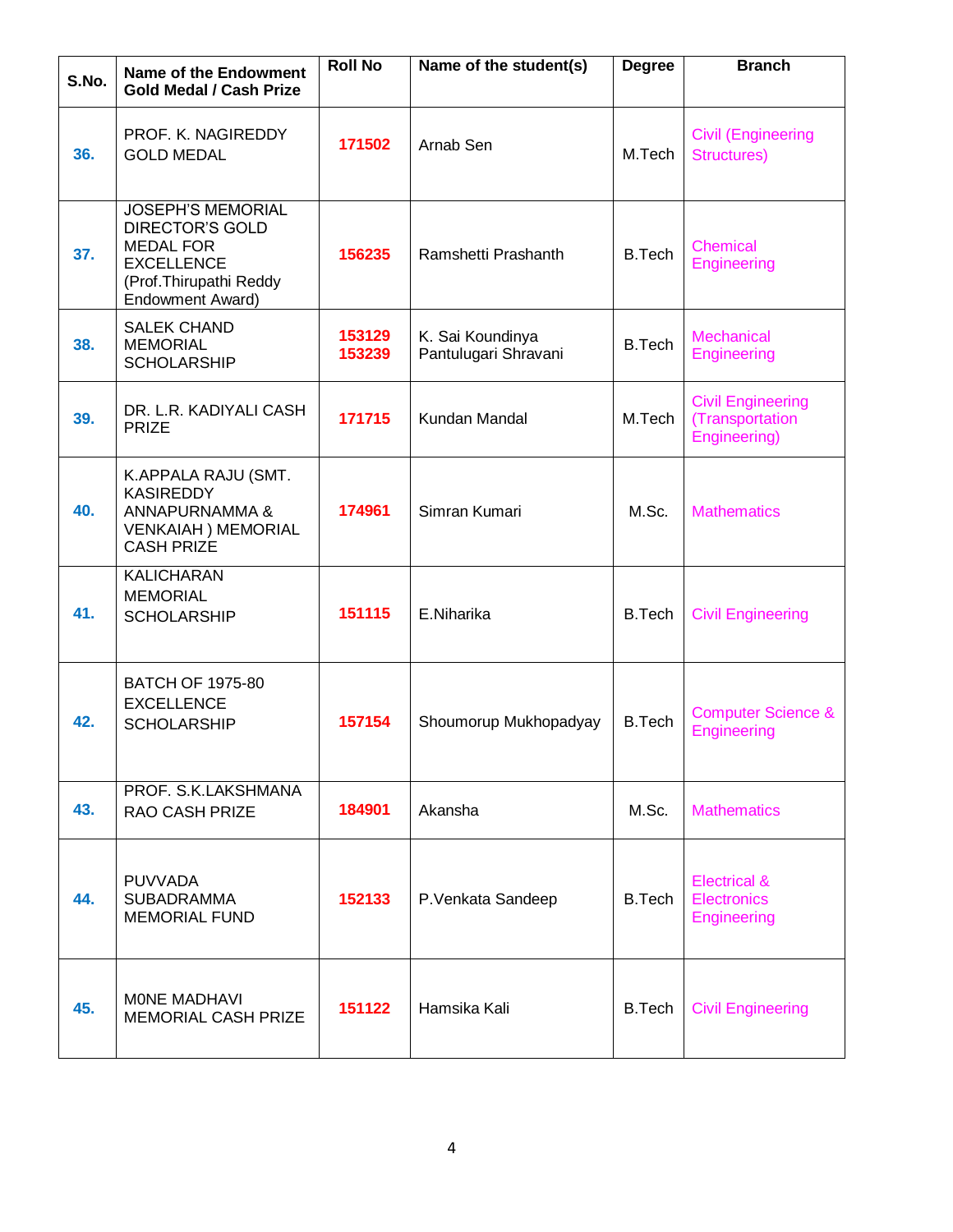| S.No. | Name of the Endowment Gold Medal / Cash Prize | Roll No | Name of the student(s) | Degree | Branch |
|---|---|---|---|---|---|
| 36. | PROF. K. NAGIREDDY GOLD MEDAL | 171502 | Arnab Sen | M.Tech | Civil (Engineering Structures) |
| 37. | JOSEPH'S MEMORIAL DIRECTOR'S GOLD MEDAL FOR EXCELLENCE (Prof.Thirupathi Reddy Endowment Award) | 156235 | Ramshetti Prashanth | B.Tech | Chemical Engineering |
| 38. | SALEK CHAND MEMORIAL SCHOLARSHIP | 153129<br>153239 | K. Sai Koundinya<br>Pantulugari Shravani | B.Tech | Mechanical Engineering |
| 39. | DR. L.R. KADIYALI CASH PRIZE | 171715 | Kundan Mandal | M.Tech | Civil Engineering (Transportation Engineering) |
| 40. | K.APPALA RAJU (SMT. KASIREDDY ANNAPURNAMMA & VENKAIAH ) MEMORIAL CASH PRIZE | 174961 | Simran Kumari | M.Sc. | Mathematics |
| 41. | KALICHARAN MEMORIAL SCHOLARSHIP | 151115 | E.Niharika | B.Tech | Civil Engineering |
| 42. | BATCH OF 1975-80 EXCELLENCE SCHOLARSHIP | 157154 | Shoumorup Mukhopadyay | B.Tech | Computer Science & Engineering |
| 43. | PROF. S.K.LAKSHMANA RAO CASH PRIZE | 184901 | Akansha | M.Sc. | Mathematics |
| 44. | PUVVADA SUBADRAMMA MEMORIAL FUND | 152133 | P.Venkata Sandeep | B.Tech | Electrical & Electronics Engineering |
| 45. | M0NE MADHAVI MEMORIAL CASH PRIZE | 151122 | Hamsika Kali | B.Tech | Civil Engineering |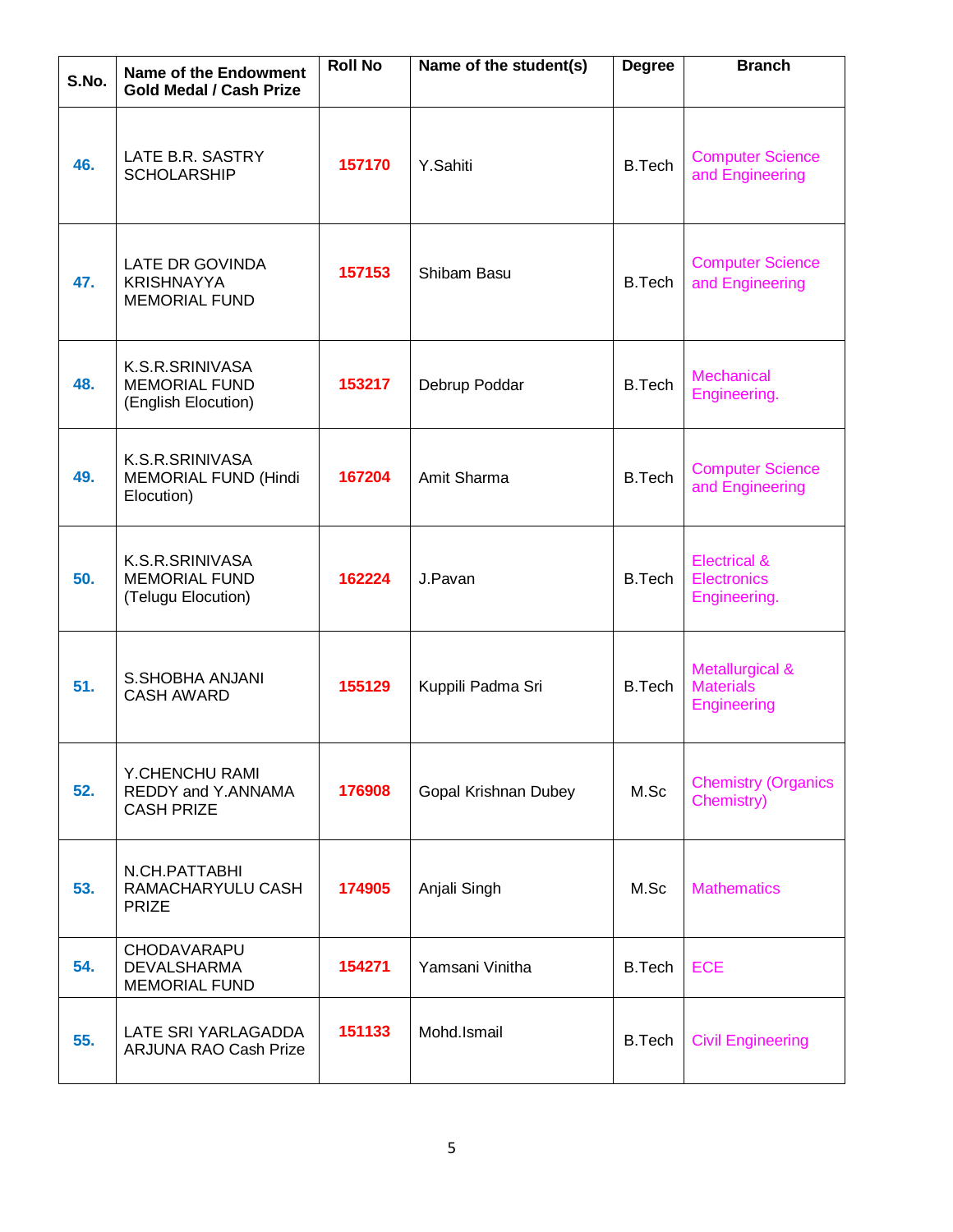| S.No. | Name of the Endowment Gold Medal / Cash Prize | Roll No | Name of the student(s) | Degree | Branch |
|---|---|---|---|---|---|
| 46. | LATE B.R. SASTRY SCHOLARSHIP | 157170 | Y.Sahiti | B.Tech | Computer Science and Engineering |
| 47. | LATE DR GOVINDA KRISHNAYYA MEMORIAL FUND | 157153 | Shibam Basu | B.Tech | Computer Science and Engineering |
| 48. | K.S.R.SRINIVASA MEMORIAL FUND (English Elocution) | 153217 | Debrup Poddar | B.Tech | Mechanical Engineering. |
| 49. | K.S.R.SRINIVASA MEMORIAL FUND (Hindi Elocution) | 167204 | Amit Sharma | B.Tech | Computer Science and Engineering |
| 50. | K.S.R.SRINIVASA MEMORIAL FUND (Telugu Elocution) | 162224 | J.Pavan | B.Tech | Electrical & Electronics Engineering. |
| 51. | S.SHOBHA ANJANI CASH AWARD | 155129 | Kuppili Padma Sri | B.Tech | Metallurgical & Materials Engineering |
| 52. | Y.CHENCHU RAMI REDDY and Y.ANNAMA CASH PRIZE | 176908 | Gopal Krishnan Dubey | M.Sc | Chemistry (Organics Chemistry) |
| 53. | N.CH.PATTABHI RAMACHARYULU CASH PRIZE | 174905 | Anjali Singh | M.Sc | Mathematics |
| 54. | CHODAVARAPU DEVALSHARMA MEMORIAL FUND | 154271 | Yamsani Vinitha | B.Tech | ECE |
| 55. | LATE SRI YARLAGADDA ARJUNA RAO Cash Prize | 151133 | Mohd.Ismail | B.Tech | Civil Engineering |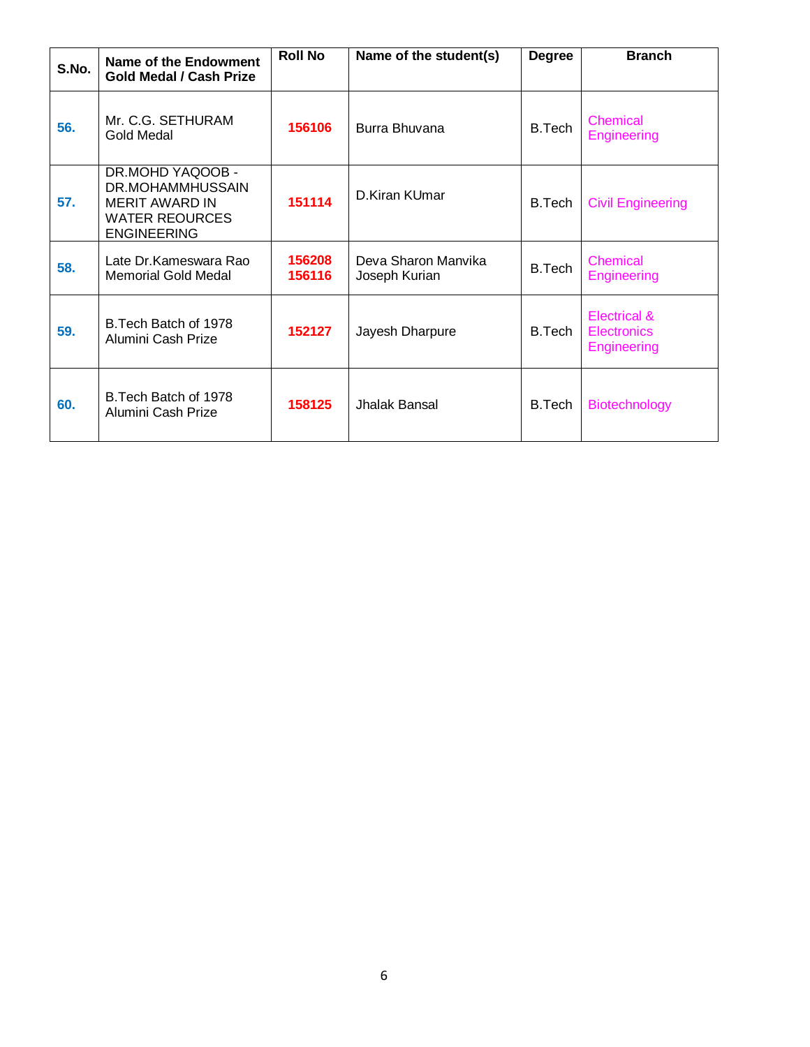| S.No. | Name of the Endowment Gold Medal / Cash Prize | Roll No | Name of the student(s) | Degree | Branch |
|---|---|---|---|---|---|
| 56. | Mr. C.G. SETHURAM Gold Medal | 156106 | Burra Bhuvana | B.Tech | Chemical Engineering |
| 57. | DR.MOHD YAQOOB - DR.MOHAMMHUSSAIN MERIT AWARD IN WATER REOURCES ENGINEERING | 151114 | D.Kiran KUmar | B.Tech | Civil Engineering |
| 58. | Late Dr.Kameswara Rao Memorial Gold Medal | 156208<br>156116 | Deva Sharon Manvika<br>Joseph Kurian | B.Tech | Chemical Engineering |
| 59. | B.Tech Batch of 1978 Alumini Cash Prize | 152127 | Jayesh Dharpure | B.Tech | Electrical & Electronics Engineering |
| 60. | B.Tech Batch of 1978 Alumini Cash Prize | 158125 | Jhalak Bansal | B.Tech | Biotechnology |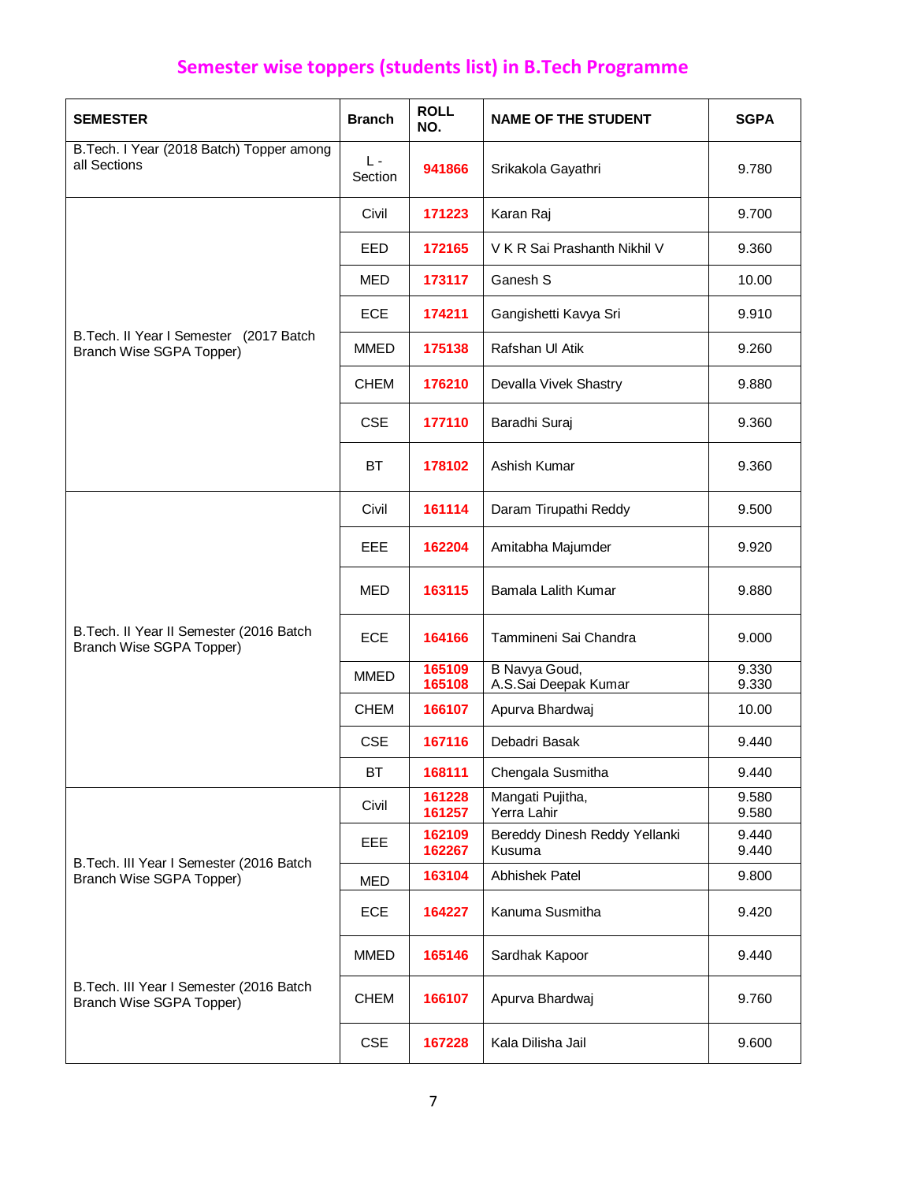## Semester wise toppers (students list) in B.Tech Programme

| SEMESTER | Branch | ROLL NO. | NAME OF THE STUDENT | SGPA |
|---|---|---|---|---|
| B.Tech. I Year (2018 Batch) Topper among all Sections | L - Section | 941866 | Srikakola Gayathri | 9.780 |
| B.Tech. II Year I Semester (2017 Batch Branch Wise SGPA Topper) | Civil | 171223 | Karan Raj | 9.700 |
| | EED | 172165 | V K R Sai Prashanth Nikhil V | 9.360 |
| | MED | 173117 | Ganesh S | 10.00 |
| | ECE | 174211 | Gangishetti Kavya Sri | 9.910 |
| | MMED | 175138 | Rafshan Ul Atik | 9.260 |
| | CHEM | 176210 | Devalla Vivek Shastry | 9.880 |
| | CSE | 177110 | Baradhi Suraj | 9.360 |
| | BT | 178102 | Ashish Kumar | 9.360 |
| B.Tech. II Year II Semester (2016 Batch Branch Wise SGPA Topper) | Civil | 161114 | Daram Tirupathi Reddy | 9.500 |
| | EEE | 162204 | Amitabha Majumder | 9.920 |
| | MED | 163115 | Bamala Lalith Kumar | 9.880 |
| | ECE | 164166 | Tammineni Sai Chandra | 9.000 |
| | MMED | 165109<br>165108 | B Navya Goud,<br>A.S.Sai Deepak Kumar | 9.330<br>9.330 |
| | CHEM | 166107 | Apurva Bhardwaj | 10.00 |
| | CSE | 167116 | Debadri Basak | 9.440 |
| | BT | 168111 | Chengala Susmitha | 9.440 |
| B.Tech. III Year I Semester (2016 Batch Branch Wise SGPA Topper) | Civil | 161228<br>161257 | Mangati Pujitha,<br>Yerra Lahir | 9.580<br>9.580 |
| | EEE | 162109<br>162267 | Bereddy Dinesh Reddy Yellanki<br>Kusuma | 9.440<br>9.440 |
| | MED | 163104 | Abhishek Patel | 9.800 |
| | ECE | 164227 | Kanuma Susmitha | 9.420 |
| B.Tech. III Year I Semester (2016 Batch Branch Wise SGPA Topper) | MMED | 165146 | Sardhak Kapoor | 9.440 |
| | CHEM | 166107 | Apurva Bhardwaj | 9.760 |
| | CSE | 167228 | Kala Dilisha Jail | 9.600 |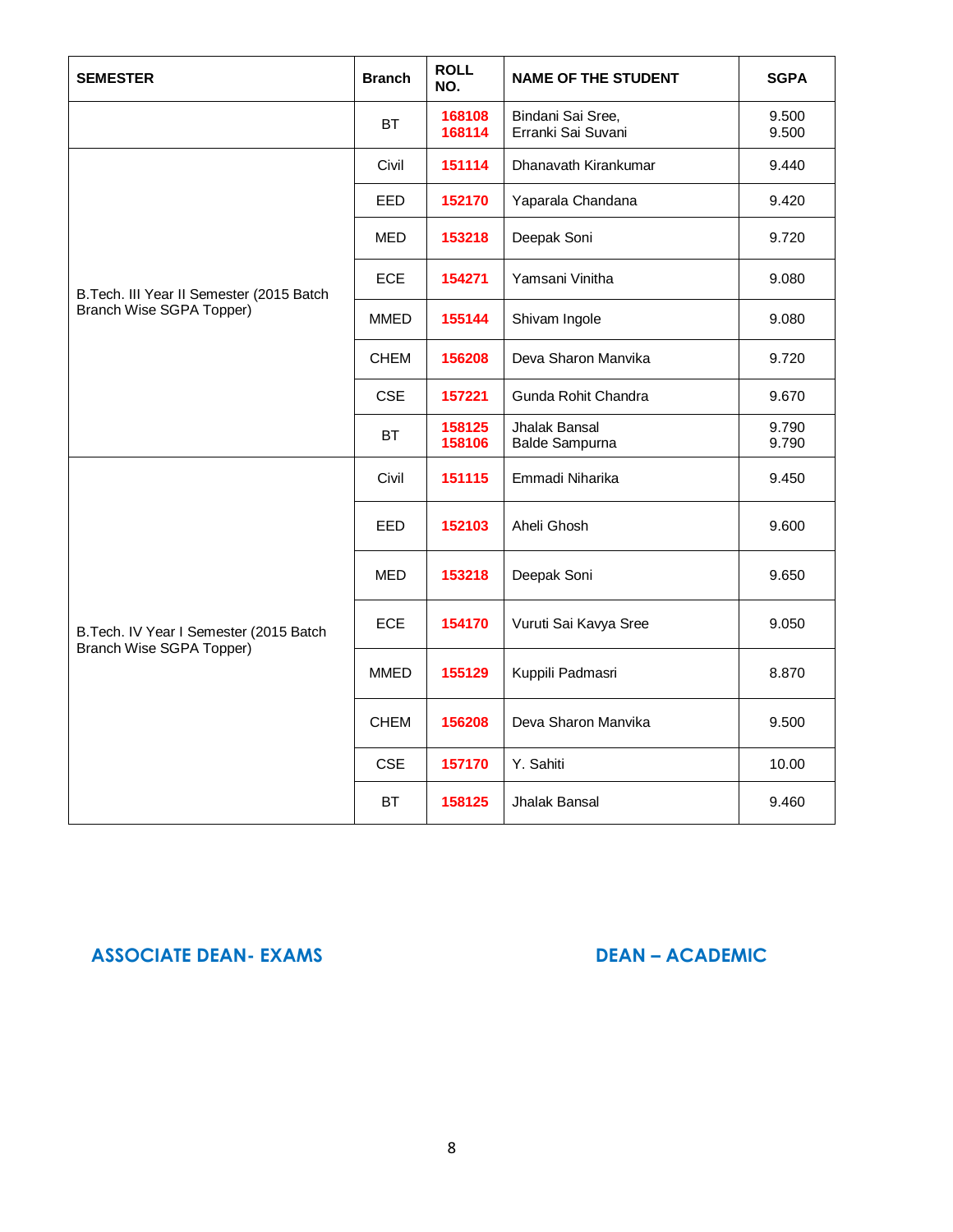| SEMESTER | Branch | ROLL NO. | NAME OF THE STUDENT | SGPA |
|---|---|---|---|---|
| | BT | 168108<br>168114 | Bindani Sai Sree,<br>Erranki Sai Suvani | 9.500<br>9.500 |
| B.Tech. III Year II Semester (2015 Batch Branch Wise SGPA Topper) | Civil | 151114 | Dhanavath Kirankumar | 9.440 |
| | EED | 152170 | Yaparala Chandana | 9.420 |
| | MED | 153218 | Deepak Soni | 9.720 |
| | ECE | 154271 | Yamsani Vinitha | 9.080 |
| | MMED | 155144 | Shivam Ingole | 9.080 |
| | CHEM | 156208 | Deva Sharon Manvika | 9.720 |
| | CSE | 157221 | Gunda Rohit Chandra | 9.670 |
| | BT | 158125<br>158106 | Jhalak Bansal<br>Balde Sampurna | 9.790<br>9.790 |
| B.Tech. IV Year I Semester (2015 Batch Branch Wise SGPA Topper) | Civil | 151115 | Emmadi Niharika | 9.450 |
| | EED | 152103 | Aheli Ghosh | 9.600 |
| | MED | 153218 | Deepak Soni | 9.650 |
| | ECE | 154170 | Vuruti Sai Kavya Sree | 9.050 |
| | MMED | 155129 | Kuppili Padmasri | 8.870 |
| | CHEM | 156208 | Deva Sharon Manvika | 9.500 |
| | CSE | 157170 | Y. Sahiti | 10.00 |
| | BT | 158125 | Jhalak Bansal | 9.460 |

**ASSOCIATE DEAN- EXAMS** **DEAN – ACADEMIC**